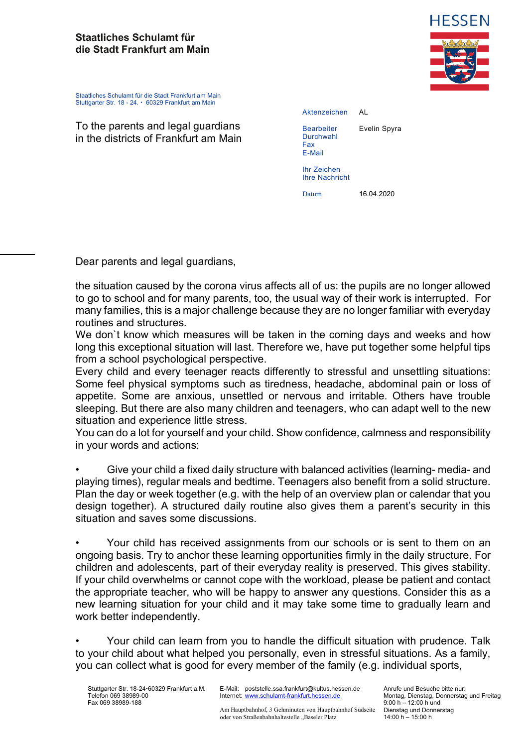**Staatliches Schulamt für die Stadt Frankfurt am Main**

HESSEN

Staatliches Schulamt für die Stadt Frankfurt am Main
Stuttgarter Str. 18 - 24. • 60329 Frankfurt am Main

To the parents and legal guardians
in the districts of Frankfurt am Main

| | |
|---|---|
| Aktenzeichen | AL |
| Bearbeiter | Evelin Spyra |
| Durchwahl | |
| Fax | |
| E-Mail | |
| Ihr Zeichen | |
| Ihre Nachricht | |
| Datum | 16.04.2020 |

Dear parents and legal guardians,

the situation caused by the corona virus affects all of us: the pupils are no longer allowed to go to school and for many parents, too, the usual way of their work is interrupted. For many families, this is a major challenge because they are no longer familiar with everyday routines and structures.
We don`t know which measures will be taken in the coming days and weeks and how long this exceptional situation will last. Therefore we, have put together some helpful tips from a school psychological perspective.
Every child and every teenager reacts differently to stressful and unsettling situations: Some feel physical symptoms such as tiredness, headache, abdominal pain or loss of appetite. Some are anxious, unsettled or nervous and irritable. Others have trouble sleeping. But there are also many children and teenagers, who can adapt well to the new situation and experience little stress.
You can do a lot for yourself and your child. Show confidence, calmness and responsibility in your words and actions:

- Give your child a fixed daily structure with balanced activities (learning- media- and playing times), regular meals and bedtime. Teenagers also benefit from a solid structure. Plan the day or week together (e.g. with the help of an overview plan or calendar that you design together). A structured daily routine also gives them a parent's security in this situation and saves some discussions.

- Your child has received assignments from our schools or is sent to them on an ongoing basis. Try to anchor these learning opportunities firmly in the daily structure. For children and adolescents, part of their everyday reality is preserved. This gives stability. If your child overwhelms or cannot cope with the workload, please be patient and contact the appropriate teacher, who will be happy to answer any questions. Consider this as a new learning situation for your child and it may take some time to gradually learn and work better independently.

- Your child can learn from you to handle the difficult situation with prudence. Talk to your child about what helped you personally, even in stressful situations. As a family, you can collect what is good for every member of the family (e.g. individual sports,

Stuttgarter Str. 18-24•60329 Frankfurt a.M.
Telefon 069 38989-00
Fax 069 38989-188

E-Mail: poststelle.ssa.frankfurt@kultus.hessen.de
Internet: www.schulamt-frankfurt.hessen.de

Am Hauptbahnhof, 3 Gehminuten von Hauptbahnhof Südseite oder von Straßenbahnhaltestelle „Baseler Platz

Anrufe und Besuche bitte nur:
Montag, Dienstag, Donnerstag und Freitag
9:00 h – 12:00 h und
Dienstag und Donnerstag
14:00 h – 15:00 h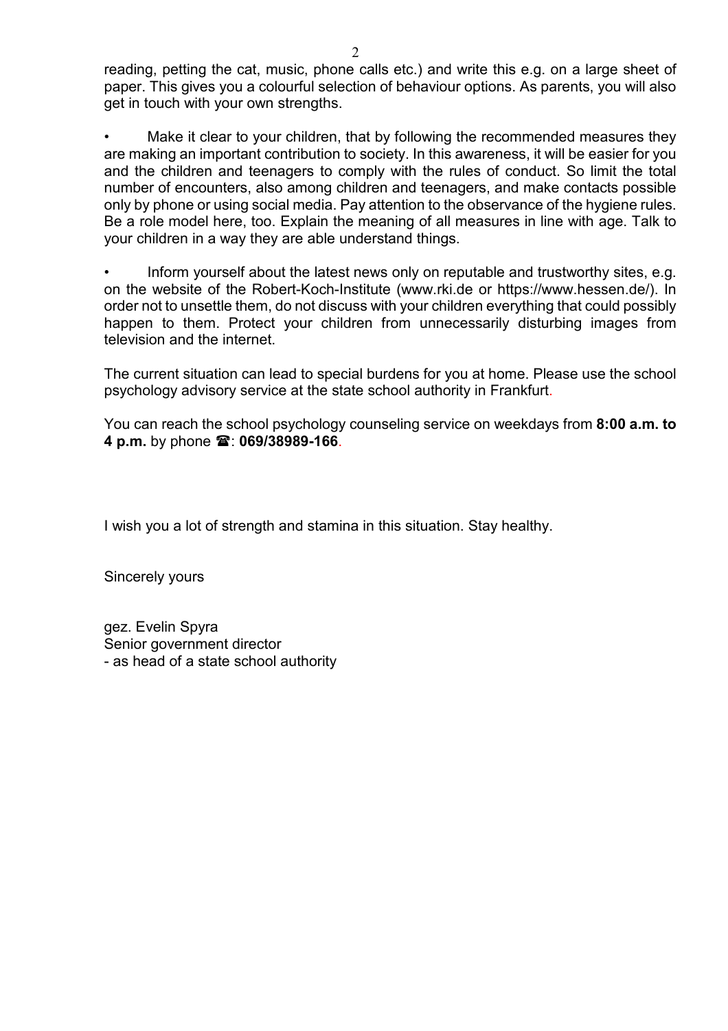reading, petting the cat, music, phone calls etc.) and write this e.g. on a large sheet of paper. This gives you a colourful selection of behaviour options. As parents, you will also get in touch with your own strengths.

- Make it clear to your children, that by following the recommended measures they are making an important contribution to society. In this awareness, it will be easier for you and the children and teenagers to comply with the rules of conduct. So limit the total number of encounters, also among children and teenagers, and make contacts possible only by phone or using social media. Pay attention to the observance of the hygiene rules. Be a role model here, too. Explain the meaning of all measures in line with age. Talk to your children in a way they are able understand things.

- Inform yourself about the latest news only on reputable and trustworthy sites, e.g. on the website of the Robert-Koch-Institute (www.rki.de or https://www.hessen.de/). In order not to unsettle them, do not discuss with your children everything that could possibly happen to them. Protect your children from unnecessarily disturbing images from television and the internet.

The current situation can lead to special burdens for you at home. Please use the school psychology advisory service at the state school authority in Frankfurt.

You can reach the school psychology counseling service on weekdays from **8:00 a.m. to 4 p.m.** by phone ☎: **069/38989-166**.

I wish you a lot of strength and stamina in this situation. Stay healthy.

Sincerely yours

gez. Evelin Spyra
Senior government director
- as head of a state school authority